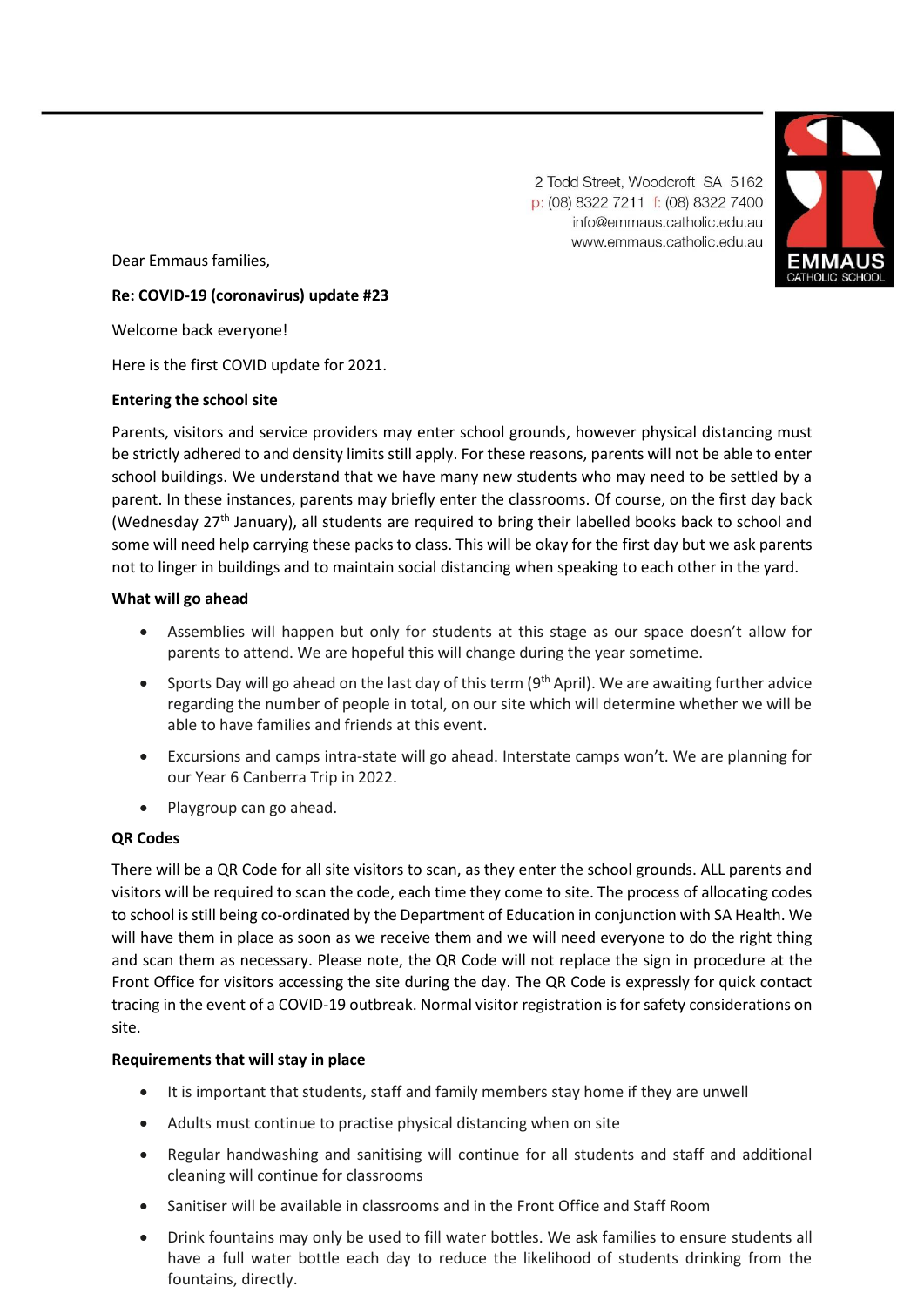2 Todd Street, Woodcroft SA 5162
p: (08) 8322 7211 f: (08) 8322 7400
info@emmaus.catholic.edu.au
www.emmaus.catholic.edu.au

EMMAUS CATHOLIC SCHOOL

Dear Emmaus families,

**Re: COVID-19 (coronavirus) update #23**

Welcome back everyone!

Here is the first COVID update for 2021.

**Entering the school site**

Parents, visitors and service providers may enter school grounds, however physical distancing must be strictly adhered to and density limits still apply. For these reasons, parents will not be able to enter school buildings. We understand that we have many new students who may need to be settled by a parent. In these instances, parents may briefly enter the classrooms. Of course, on the first day back (Wednesday 27th January), all students are required to bring their labelled books back to school and some will need help carrying these packs to class. This will be okay for the first day but we ask parents not to linger in buildings and to maintain social distancing when speaking to each other in the yard.

**What will go ahead**

- Assemblies will happen but only for students at this stage as our space doesn't allow for parents to attend. We are hopeful this will change during the year sometime.
- Sports Day will go ahead on the last day of this term (9th April). We are awaiting further advice regarding the number of people in total, on our site which will determine whether we will be able to have families and friends at this event.
- Excursions and camps intra-state will go ahead. Interstate camps won't. We are planning for our Year 6 Canberra Trip in 2022.
- Playgroup can go ahead.

**QR Codes**

There will be a QR Code for all site visitors to scan, as they enter the school grounds. ALL parents and visitors will be required to scan the code, each time they come to site. The process of allocating codes to school is still being co-ordinated by the Department of Education in conjunction with SA Health. We will have them in place as soon as we receive them and we will need everyone to do the right thing and scan them as necessary. Please note, the QR Code will not replace the sign in procedure at the Front Office for visitors accessing the site during the day. The QR Code is expressly for quick contact tracing in the event of a COVID-19 outbreak. Normal visitor registration is for safety considerations on site.

**Requirements that will stay in place**

- It is important that students, staff and family members stay home if they are unwell
- Adults must continue to practise physical distancing when on site
- Regular handwashing and sanitising will continue for all students and staff and additional cleaning will continue for classrooms
- Sanitiser will be available in classrooms and in the Front Office and Staff Room
- Drink fountains may only be used to fill water bottles. We ask families to ensure students all have a full water bottle each day to reduce the likelihood of students drinking from the fountains, directly.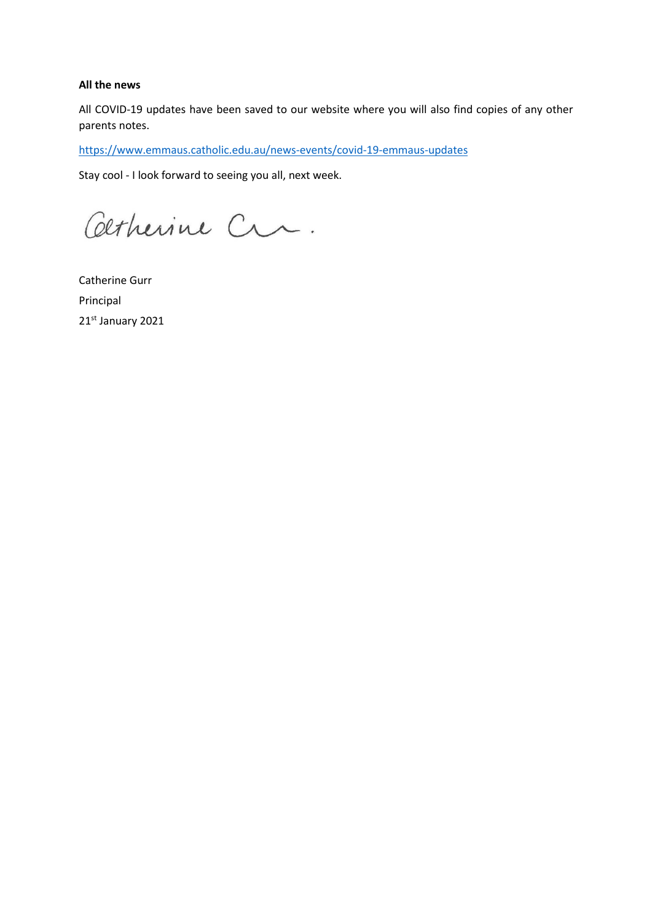**All the news**

All COVID-19 updates have been saved to our website where you will also find copies of any other parents notes.

https://www.emmaus.catholic.edu.au/news-events/covid-19-emmaus-updates

Stay cool - I look forward to seeing you all, next week.

Catherine Gurr
Principal
21st January 2021